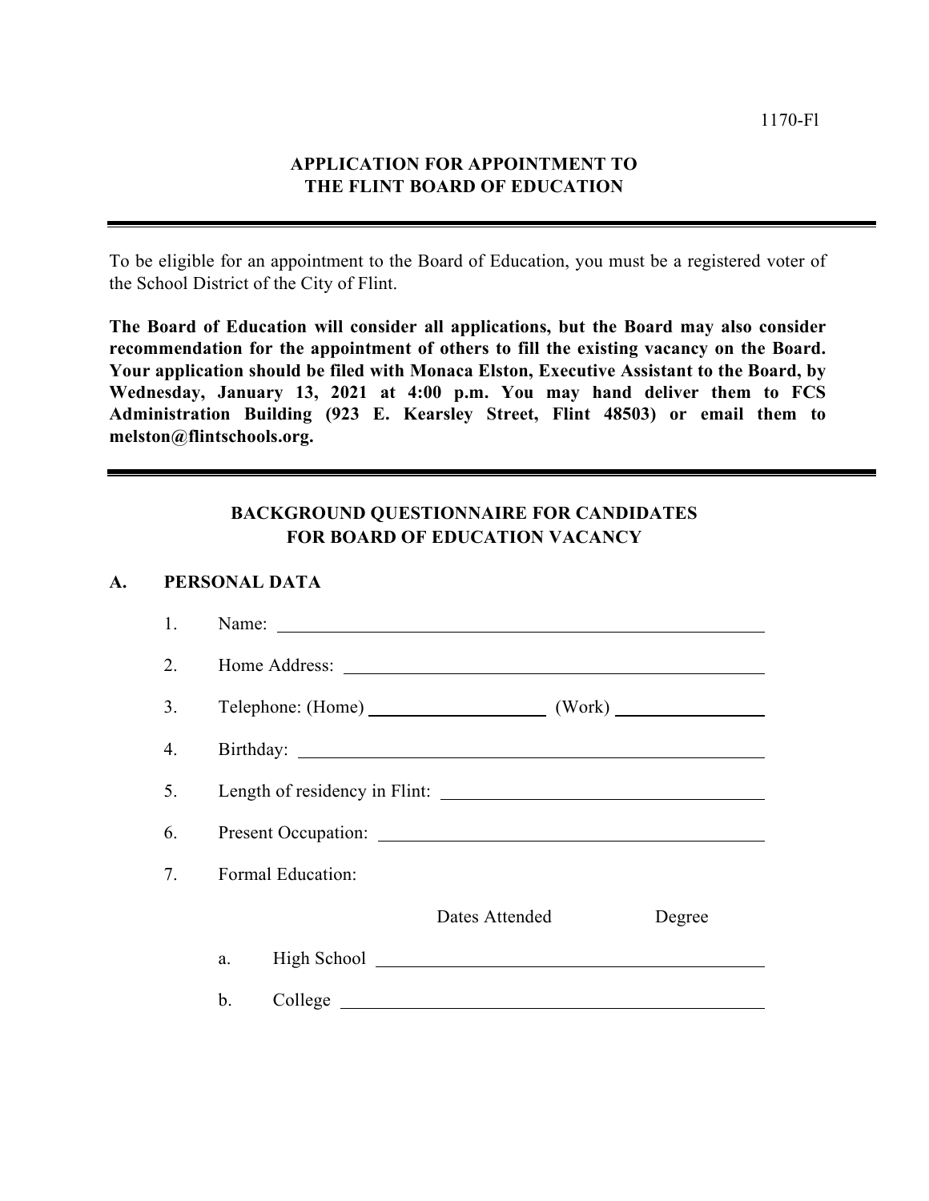1170-Fl

# APPLICATION FOR APPOINTMENT TO THE FLINT BOARD OF EDUCATION

---

To be eligible for an appointment to the Board of Education, you must be a registered voter of the School District of the City of Flint.

**The Board of Education will consider all applications, but the Board may also consider recommendation for the appointment of others to fill the existing vacancy on the Board. Your application should be filed with Monaca Elston, Executive Assistant to the Board, by Wednesday, January 13, 2021 at 4:00 p.m. You may hand deliver them to FCS Administration Building (923 E. Kearsley Street, Flint 48503) or email them to melston@flintschools.org.**

---

## BACKGROUND QUESTIONNAIRE FOR CANDIDATES FOR BOARD OF EDUCATION VACANCY

### A. PERSONAL DATA

1. Name: ______________________________

2. Home Address: ______________________________

3. Telephone: (Home) ______________ (Work) ______________

4. Birthday: ______________________________

5. Length of residency in Flint: ______________________________

6. Present Occupation: ______________________________

7. Formal Education:

| | | Dates Attended | Degree |
|---|---|---|---|
| a. | High School | | |
| b. | College | | |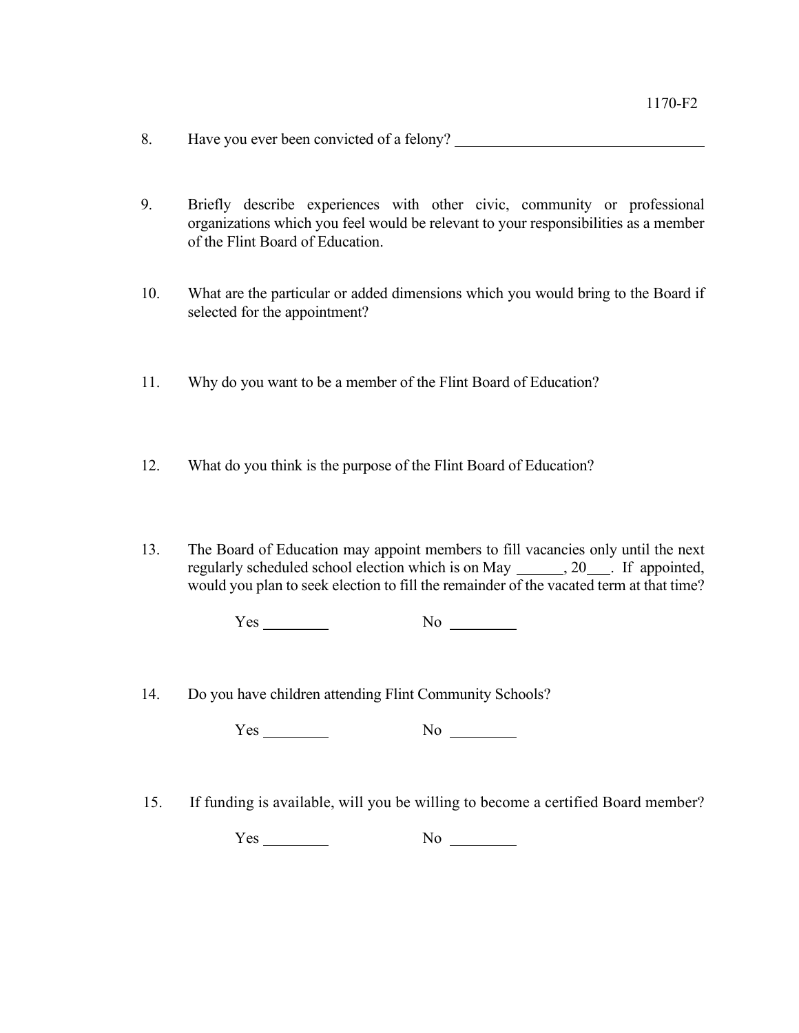1170-F2

8. Have you ever been convicted of a felony? ________________________________

9. Briefly describe experiences with other civic, community or professional organizations which you feel would be relevant to your responsibilities as a member of the Flint Board of Education.

10. What are the particular or added dimensions which you would bring to the Board if selected for the appointment?

11. Why do you want to be a member of the Flint Board of Education?

12. What do you think is the purpose of the Flint Board of Education?

13. The Board of Education may appoint members to fill vacancies only until the next regularly scheduled school election which is on May ______, 20___. If appointed, would you plan to seek election to fill the remainder of the vacated term at that time?

    Yes _________ No _________

14. Do you have children attending Flint Community Schools?

    Yes _________ No _________

15. If funding is available, will you be willing to become a certified Board member?

    Yes _________ No _________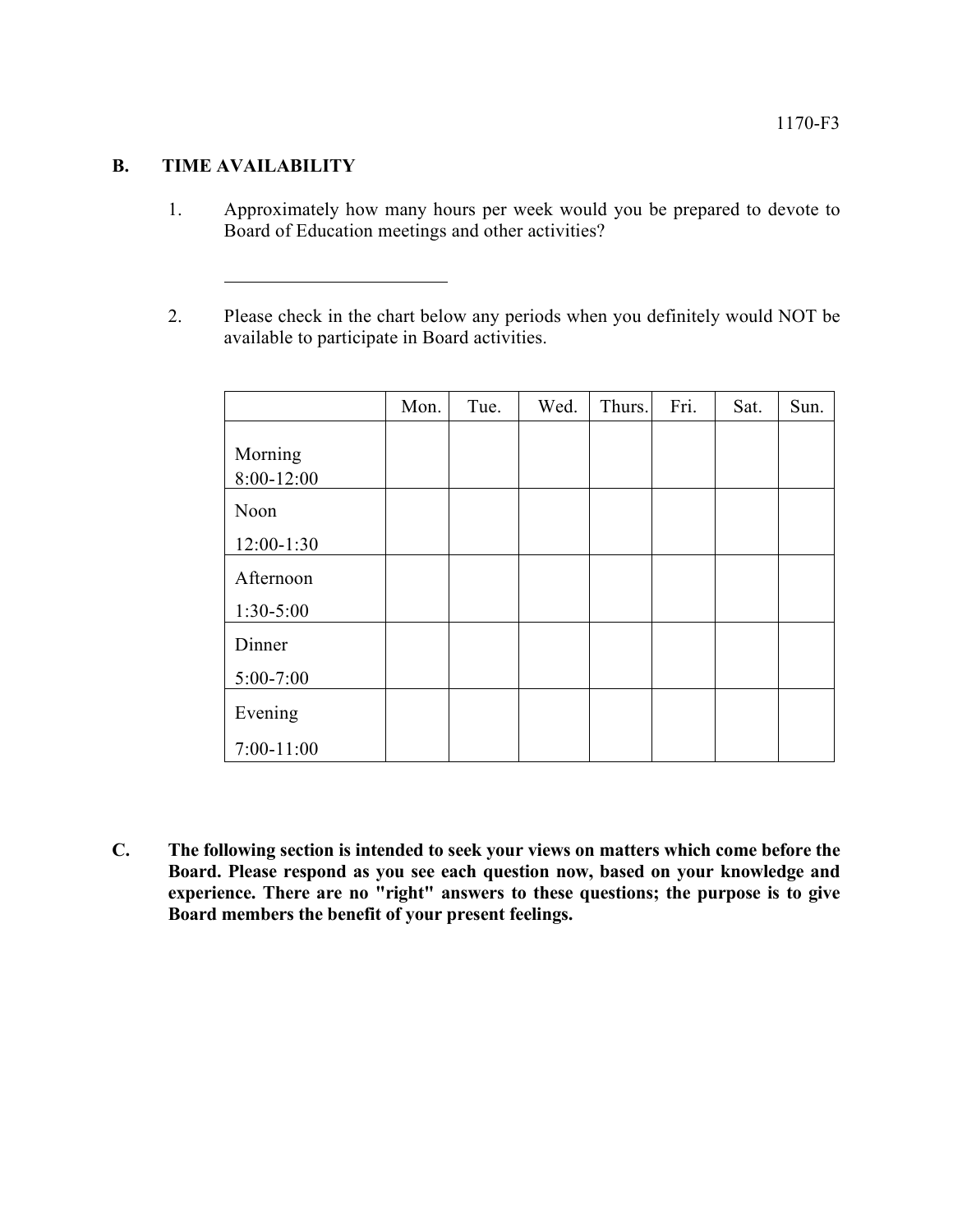## B. TIME AVAILABILITY

1. Approximately how many hours per week would you be prepared to devote to Board of Education meetings and other activities?

   \_\_\_\_\_\_\_\_\_\_\_\_\_\_\_\_\_\_\_\_\_\_\_\_

2. Please check in the chart below any periods when you definitely would NOT be available to participate in Board activities.

|  | Mon. | Tue. | Wed. | Thurs. | Fri. | Sat. | Sun. |
|---|---|---|---|---|---|---|---|
| Morning 8:00-12:00 |  |  |  |  |  |  |  |
| Noon 12:00-1:30 |  |  |  |  |  |  |  |
| Afternoon 1:30-5:00 |  |  |  |  |  |  |  |
| Dinner 5:00-7:00 |  |  |  |  |  |  |  |
| Evening 7:00-11:00 |  |  |  |  |  |  |  |

**C. The following section is intended to seek your views on matters which come before the Board. Please respond as you see each question now, based on your knowledge and experience. There are no "right" answers to these questions; the purpose is to give Board members the benefit of your present feelings.**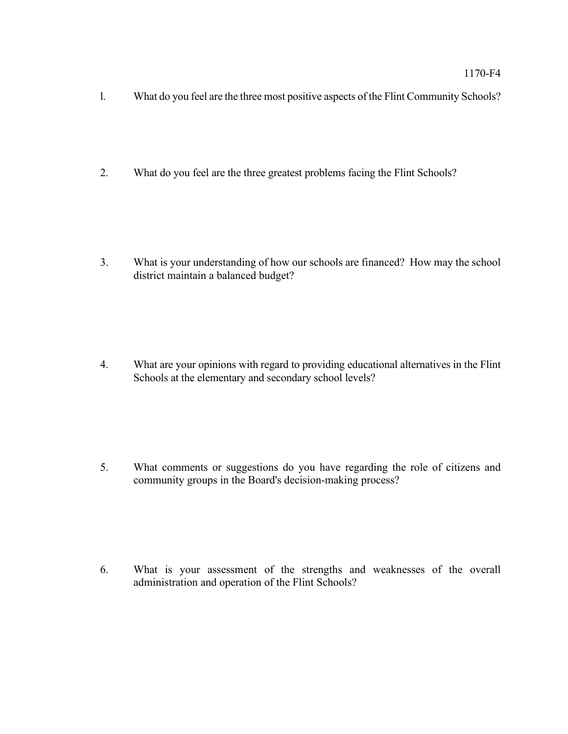1170-F4

1. What do you feel are the three most positive aspects of the Flint Community Schools?

2. What do you feel are the three greatest problems facing the Flint Schools?

3. What is your understanding of how our schools are financed? How may the school district maintain a balanced budget?

4. What are your opinions with regard to providing educational alternatives in the Flint Schools at the elementary and secondary school levels?

5. What comments or suggestions do you have regarding the role of citizens and community groups in the Board's decision-making process?

6. What is your assessment of the strengths and weaknesses of the overall administration and operation of the Flint Schools?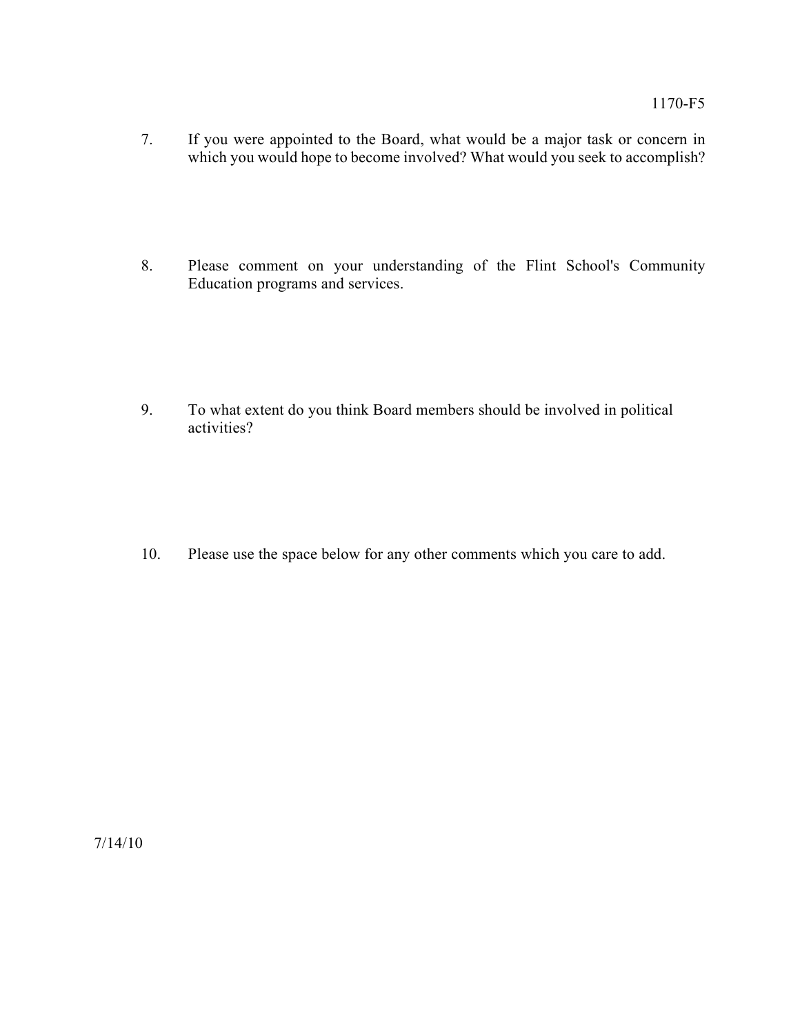7. If you were appointed to the Board, what would be a major task or concern in which you would hope to become involved? What would you seek to accomplish?

8. Please comment on your understanding of the Flint School's Community Education programs and services.

9. To what extent do you think Board members should be involved in political activities?

10. Please use the space below for any other comments which you care to add.

7/14/10